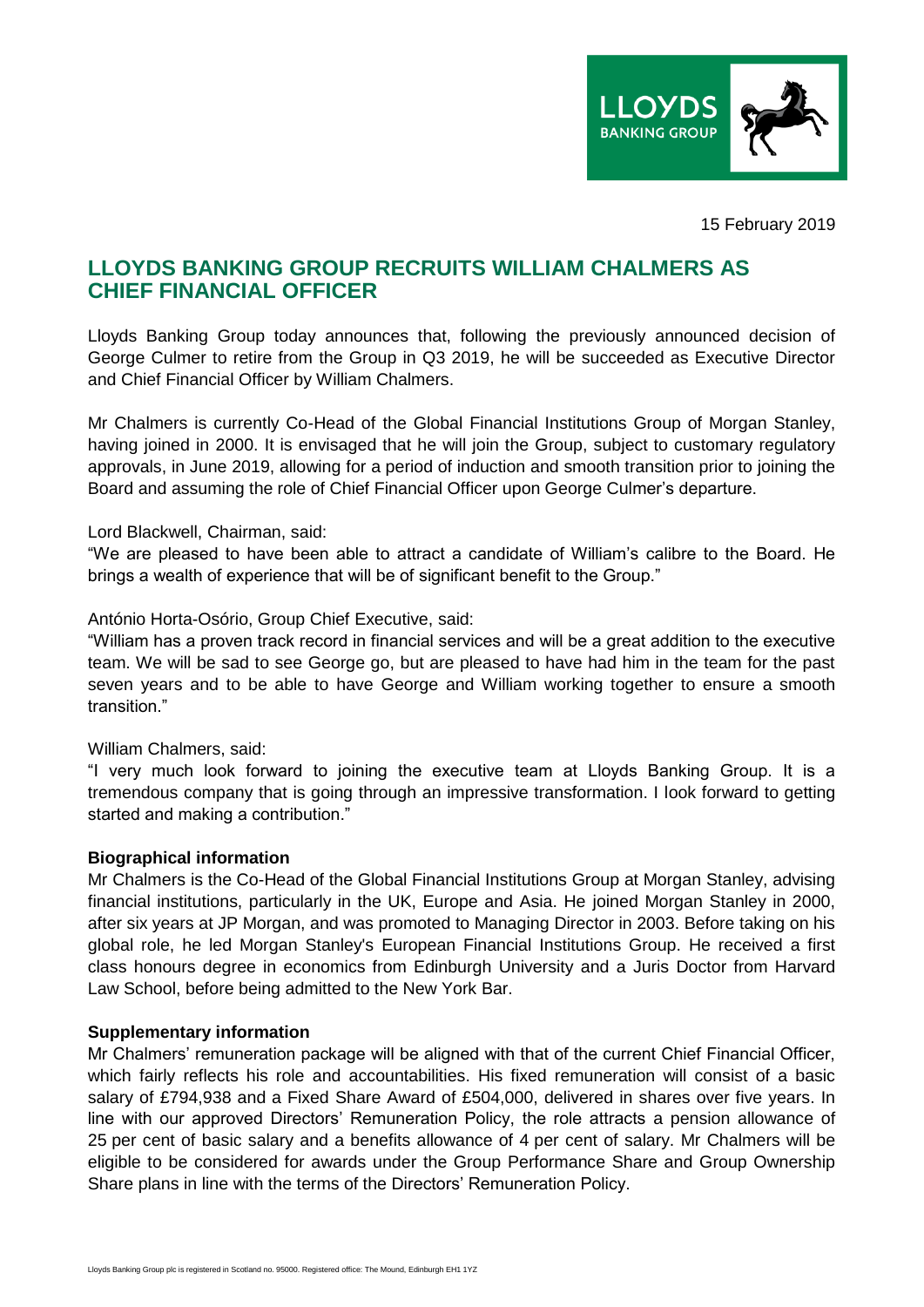15 February 2019

# LLOYDS BANKING GROUP RECRUITS WILLIAM CHALMERS AS CHIEF FINANCIAL OFFICER

Lloyds Banking Group today announces that, following the previously announced decision of George Culmer to retire from the Group in Q3 2019, he will be succeeded as Executive Director and Chief Financial Officer by William Chalmers.

Mr Chalmers is currently Co-Head of the Global Financial Institutions Group of Morgan Stanley, having joined in 2000. It is envisaged that he will join the Group, subject to customary regulatory approvals, in June 2019, allowing for a period of induction and smooth transition prior to joining the Board and assuming the role of Chief Financial Officer upon George Culmer's departure.

Lord Blackwell, Chairman, said:
"We are pleased to have been able to attract a candidate of William's calibre to the Board. He brings a wealth of experience that will be of significant benefit to the Group."

António Horta-Osório, Group Chief Executive, said:
"William has a proven track record in financial services and will be a great addition to the executive team. We will be sad to see George go, but are pleased to have had him in the team for the past seven years and to be able to have George and William working together to ensure a smooth transition."

William Chalmers, said:
"I very much look forward to joining the executive team at Lloyds Banking Group. It is a tremendous company that is going through an impressive transformation. I look forward to getting started and making a contribution."

**Biographical information**
Mr Chalmers is the Co-Head of the Global Financial Institutions Group at Morgan Stanley, advising financial institutions, particularly in the UK, Europe and Asia. He joined Morgan Stanley in 2000, after six years at JP Morgan, and was promoted to Managing Director in 2003. Before taking on his global role, he led Morgan Stanley's European Financial Institutions Group. He received a first class honours degree in economics from Edinburgh University and a Juris Doctor from Harvard Law School, before being admitted to the New York Bar.

**Supplementary information**
Mr Chalmers' remuneration package will be aligned with that of the current Chief Financial Officer, which fairly reflects his role and accountabilities. His fixed remuneration will consist of a basic salary of £794,938 and a Fixed Share Award of £504,000, delivered in shares over five years. In line with our approved Directors' Remuneration Policy, the role attracts a pension allowance of 25 per cent of basic salary and a benefits allowance of 4 per cent of salary. Mr Chalmers will be eligible to be considered for awards under the Group Performance Share and Group Ownership Share plans in line with the terms of the Directors' Remuneration Policy.

Lloyds Banking Group plc is registered in Scotland no. 95000. Registered office: The Mound, Edinburgh EH1 1YZ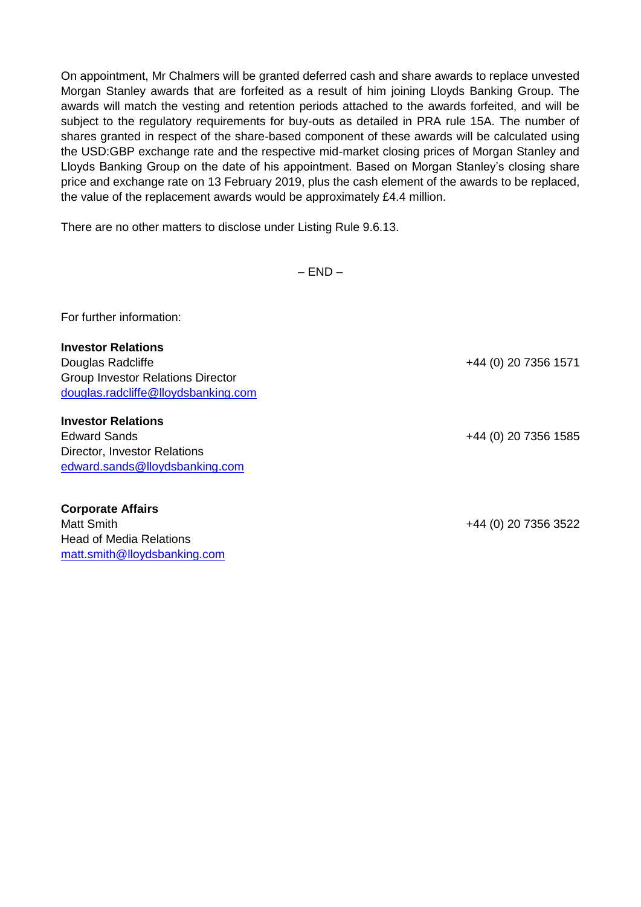On appointment, Mr Chalmers will be granted deferred cash and share awards to replace unvested Morgan Stanley awards that are forfeited as a result of him joining Lloyds Banking Group. The awards will match the vesting and retention periods attached to the awards forfeited, and will be subject to the regulatory requirements for buy-outs as detailed in PRA rule 15A. The number of shares granted in respect of the share-based component of these awards will be calculated using the USD:GBP exchange rate and the respective mid-market closing prices of Morgan Stanley and Lloyds Banking Group on the date of his appointment. Based on Morgan Stanley's closing share price and exchange rate on 13 February 2019, plus the cash element of the awards to be replaced, the value of the replacement awards would be approximately £4.4 million.

There are no other matters to disclose under Listing Rule 9.6.13.

– END –

For further information:

**Investor Relations**
Douglas Radcliffe — +44 (0) 20 7356 1571
Group Investor Relations Director
douglas.radcliffe@lloydsbanking.com

**Investor Relations**
Edward Sands — +44 (0) 20 7356 1585
Director, Investor Relations
edward.sands@lloydsbanking.com

**Corporate Affairs**
Matt Smith — +44 (0) 20 7356 3522
Head of Media Relations
matt.smith@lloydsbanking.com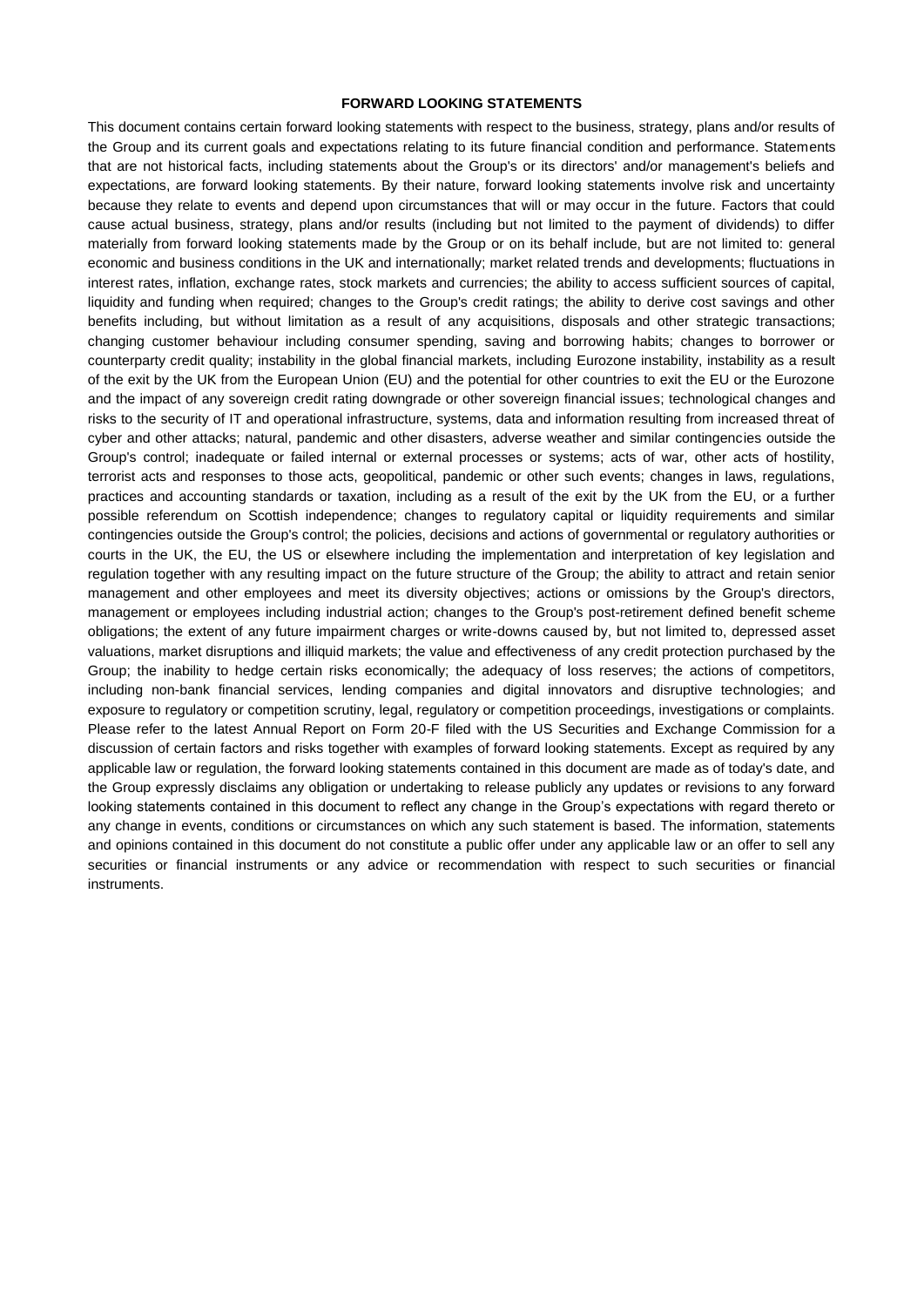# FORWARD LOOKING STATEMENTS

This document contains certain forward looking statements with respect to the business, strategy, plans and/or results of the Group and its current goals and expectations relating to its future financial condition and performance. Statements that are not historical facts, including statements about the Group's or its directors' and/or management's beliefs and expectations, are forward looking statements. By their nature, forward looking statements involve risk and uncertainty because they relate to events and depend upon circumstances that will or may occur in the future. Factors that could cause actual business, strategy, plans and/or results (including but not limited to the payment of dividends) to differ materially from forward looking statements made by the Group or on its behalf include, but are not limited to: general economic and business conditions in the UK and internationally; market related trends and developments; fluctuations in interest rates, inflation, exchange rates, stock markets and currencies; the ability to access sufficient sources of capital, liquidity and funding when required; changes to the Group's credit ratings; the ability to derive cost savings and other benefits including, but without limitation as a result of any acquisitions, disposals and other strategic transactions; changing customer behaviour including consumer spending, saving and borrowing habits; changes to borrower or counterparty credit quality; instability in the global financial markets, including Eurozone instability, instability as a result of the exit by the UK from the European Union (EU) and the potential for other countries to exit the EU or the Eurozone and the impact of any sovereign credit rating downgrade or other sovereign financial issues; technological changes and risks to the security of IT and operational infrastructure, systems, data and information resulting from increased threat of cyber and other attacks; natural, pandemic and other disasters, adverse weather and similar contingencies outside the Group's control; inadequate or failed internal or external processes or systems; acts of war, other acts of hostility, terrorist acts and responses to those acts, geopolitical, pandemic or other such events; changes in laws, regulations, practices and accounting standards or taxation, including as a result of the exit by the UK from the EU, or a further possible referendum on Scottish independence; changes to regulatory capital or liquidity requirements and similar contingencies outside the Group's control; the policies, decisions and actions of governmental or regulatory authorities or courts in the UK, the EU, the US or elsewhere including the implementation and interpretation of key legislation and regulation together with any resulting impact on the future structure of the Group; the ability to attract and retain senior management and other employees and meet its diversity objectives; actions or omissions by the Group's directors, management or employees including industrial action; changes to the Group's post-retirement defined benefit scheme obligations; the extent of any future impairment charges or write-downs caused by, but not limited to, depressed asset valuations, market disruptions and illiquid markets; the value and effectiveness of any credit protection purchased by the Group; the inability to hedge certain risks economically; the adequacy of loss reserves; the actions of competitors, including non-bank financial services, lending companies and digital innovators and disruptive technologies; and exposure to regulatory or competition scrutiny, legal, regulatory or competition proceedings, investigations or complaints. Please refer to the latest Annual Report on Form 20-F filed with the US Securities and Exchange Commission for a discussion of certain factors and risks together with examples of forward looking statements. Except as required by any applicable law or regulation, the forward looking statements contained in this document are made as of today's date, and the Group expressly disclaims any obligation or undertaking to release publicly any updates or revisions to any forward looking statements contained in this document to reflect any change in the Group's expectations with regard thereto or any change in events, conditions or circumstances on which any such statement is based. The information, statements and opinions contained in this document do not constitute a public offer under any applicable law or an offer to sell any securities or financial instruments or any advice or recommendation with respect to such securities or financial instruments.